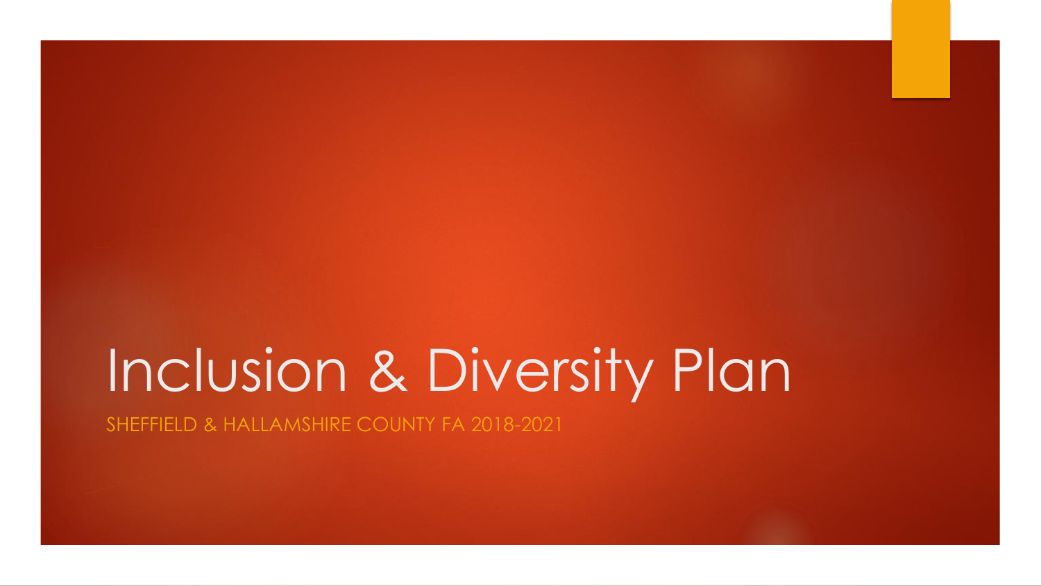# Inclusion & Diversity Plan

SHEFFIELD & HALLAMSHIRE COUNTY FA 2018-2021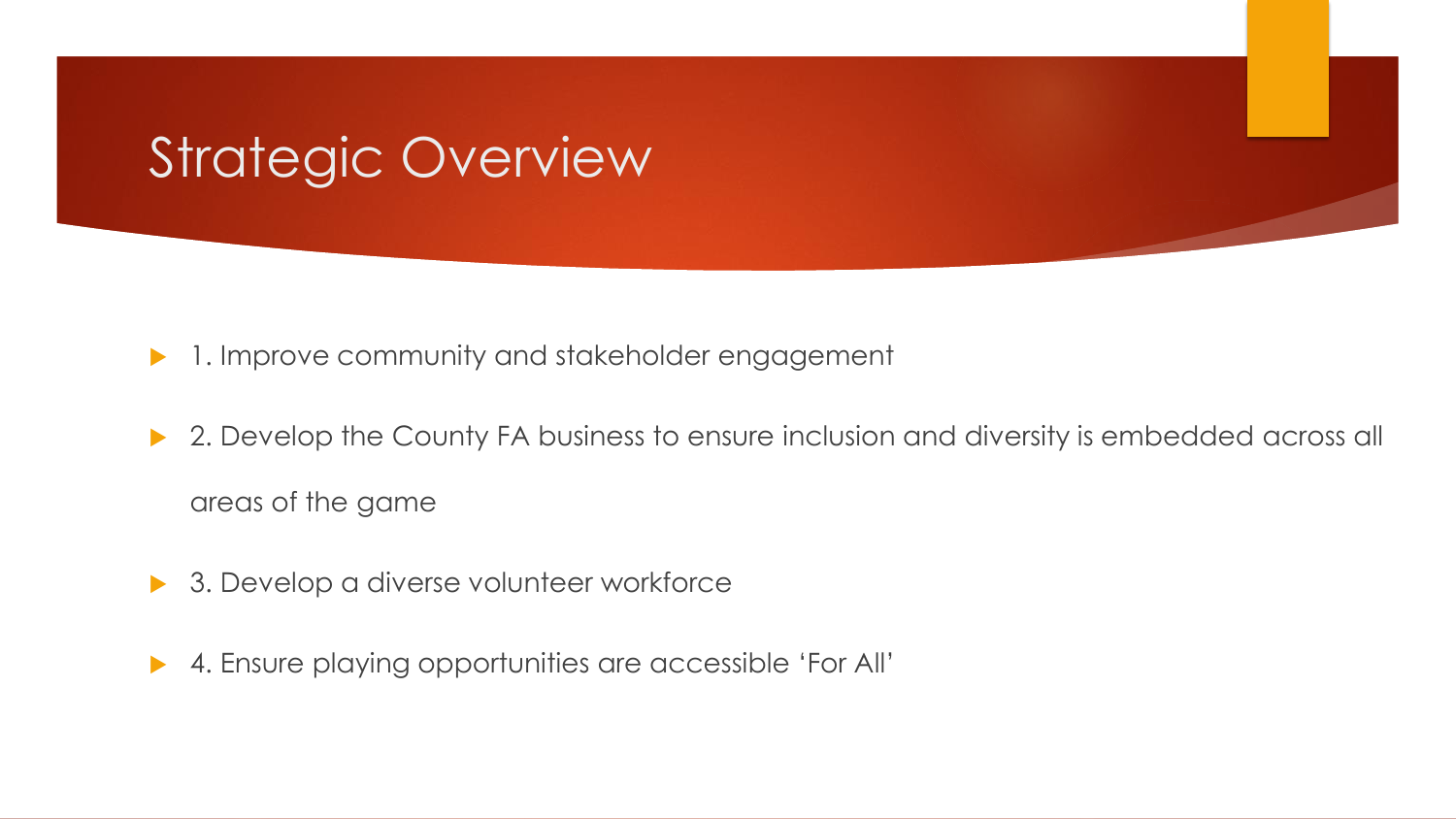# Strategic Overview

- 1. Improve community and stakeholder engagement
- 2. Develop the County FA business to ensure inclusion and diversity is embedded across all areas of the game
- 3. Develop a diverse volunteer workforce
- 4. Ensure playing opportunities are accessible 'For All'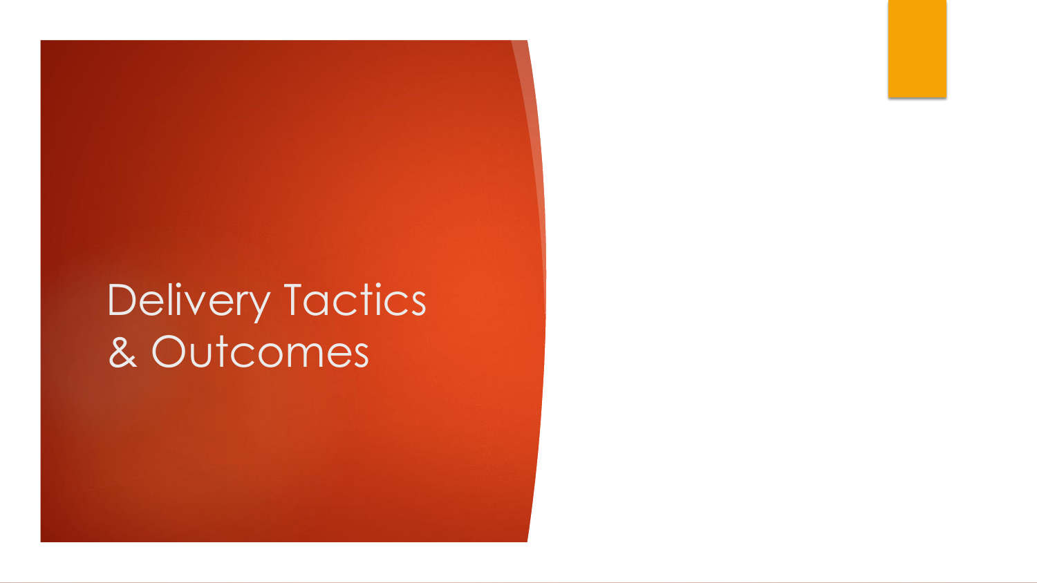# Delivery Tactics & Outcomes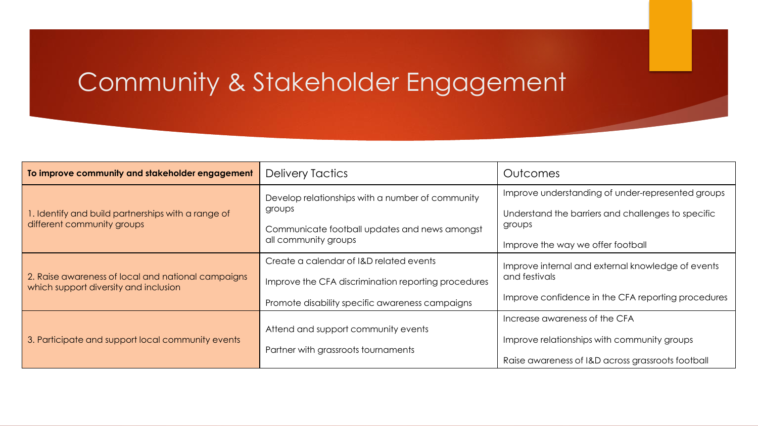# Community & Stakeholder Engagement

| **To improve community and stakeholder engagement** | Delivery Tactics | Outcomes |
|---|---|---|
| 1. Identify and build partnerships with a range of different community groups | Develop relationships with a number of community groups<br><br>Communicate football updates and news amongst all community groups | Improve understanding of under-represented groups<br><br>Understand the barriers and challenges to specific groups<br><br>Improve the way we offer football |
| 2. Raise awareness of local and national campaigns which support diversity and inclusion | Create a calendar of I&D related events<br><br>Improve the CFA discrimination reporting procedures<br><br>Promote disability specific awareness campaigns | Improve internal and external knowledge of events and festivals<br><br>Improve confidence in the CFA reporting procedures |
| 3. Participate and support local community events | Attend and support community events<br><br>Partner with grassroots tournaments | Increase awareness of the CFA<br><br>Improve relationships with community groups<br><br>Raise awareness of I&D across grassroots football |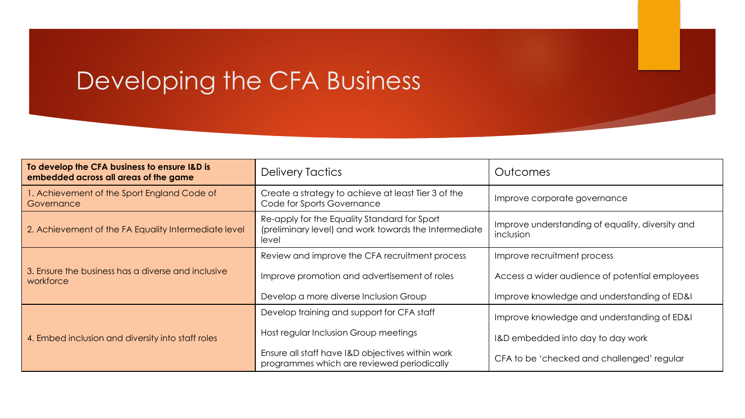# Developing the CFA Business

| **To develop the CFA business to ensure I&D is embedded across all areas of the game** | Delivery Tactics | Outcomes |
|---|---|---|
| 1. Achievement of the Sport England Code of Governance | Create a strategy to achieve at least Tier 3 of the Code for Sports Governance | Improve corporate governance |
| 2. Achievement of the FA Equality Intermediate level | Re-apply for the Equality Standard for Sport (preliminary level) and work towards the Intermediate level | Improve understanding of equality, diversity and inclusion |
| 3. Ensure the business has a diverse and inclusive workforce | Review and improve the CFA recruitment process | Improve recruitment process |
| | Improve promotion and advertisement of roles | Access a wider audience of potential employees |
| | Develop a more diverse Inclusion Group | Improve knowledge and understanding of ED&I |
| 4. Embed inclusion and diversity into staff roles | Develop training and support for CFA staff | Improve knowledge and understanding of ED&I |
| | Host regular Inclusion Group meetings | I&D embedded into day to day work |
| | Ensure all staff have I&D objectives within work programmes which are reviewed periodically | CFA to be 'checked and challenged' regular |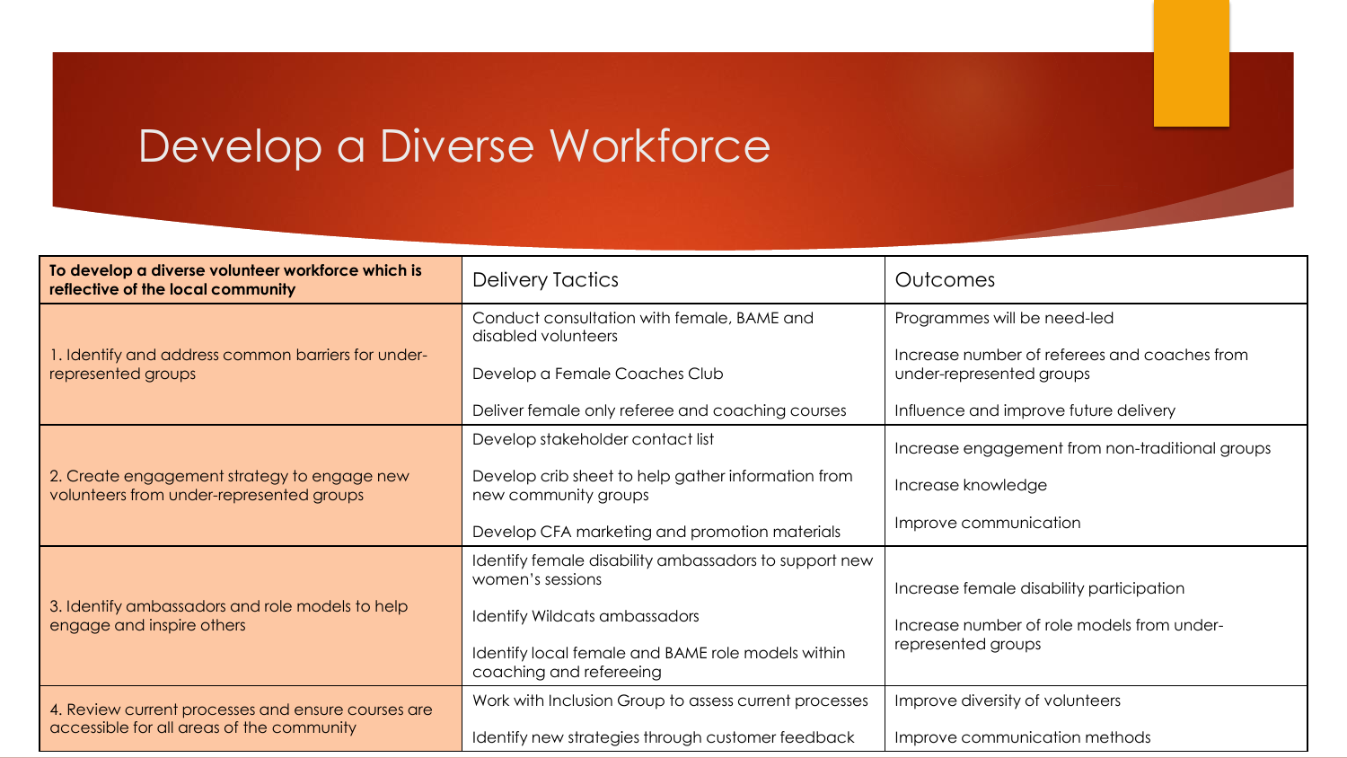# Develop a Diverse Workforce

| **To develop a diverse volunteer workforce which is reflective of the local community** | Delivery Tactics | Outcomes |
|---|---|---|
| 1. Identify and address common barriers for under-represented groups | Conduct consultation with female, BAME and disabled volunteers<br><br>Develop a Female Coaches Club<br><br>Deliver female only referee and coaching courses | Programmes will be need-led<br><br>Increase number of referees and coaches from under-represented groups<br><br>Influence and improve future delivery |
| 2. Create engagement strategy to engage new volunteers from under-represented groups | Develop stakeholder contact list<br><br>Develop crib sheet to help gather information from new community groups<br><br>Develop CFA marketing and promotion materials | Increase engagement from non-traditional groups<br><br>Increase knowledge<br><br>Improve communication |
| 3. Identify ambassadors and role models to help engage and inspire others | Identify female disability ambassadors to support new women's sessions<br><br>Identify Wildcats ambassadors<br><br>Identify local female and BAME role models within coaching and refereeing | Increase female disability participation<br><br>Increase number of role models from under-represented groups |
| 4. Review current processes and ensure courses are accessible for all areas of the community | Work with Inclusion Group to assess current processes<br><br>Identify new strategies through customer feedback | Improve diversity of volunteers<br><br>Improve communication methods |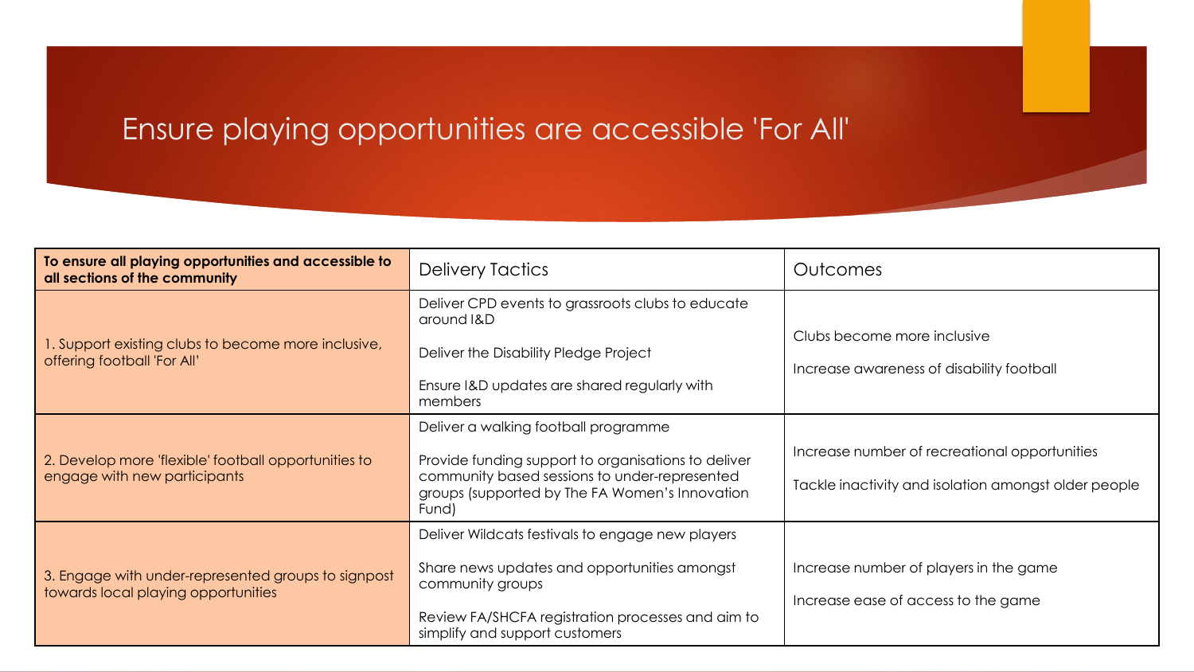# Ensure playing opportunities are accessible 'For All'

| **To ensure all playing opportunities and accessible to all sections of the community** | Delivery Tactics | Outcomes |
|---|---|---|
| 1. Support existing clubs to become more inclusive, offering football 'For All' | Deliver CPD events to grassroots clubs to educate around I&D<br><br>Deliver the Disability Pledge Project<br><br>Ensure I&D updates are shared regularly with members | Clubs become more inclusive<br><br>Increase awareness of disability football |
| 2. Develop more 'flexible' football opportunities to engage with new participants | Deliver a walking football programme<br><br>Provide funding support to organisations to deliver community based sessions to under-represented groups (supported by The FA Women's Innovation Fund) | Increase number of recreational opportunities<br><br>Tackle inactivity and isolation amongst older people |
| 3. Engage with under-represented groups to signpost towards local playing opportunities | Deliver Wildcats festivals to engage new players<br><br>Share news updates and opportunities amongst community groups<br><br>Review FA/SHCFA registration processes and aim to simplify and support customers | Increase number of players in the game<br><br>Increase ease of access to the game |